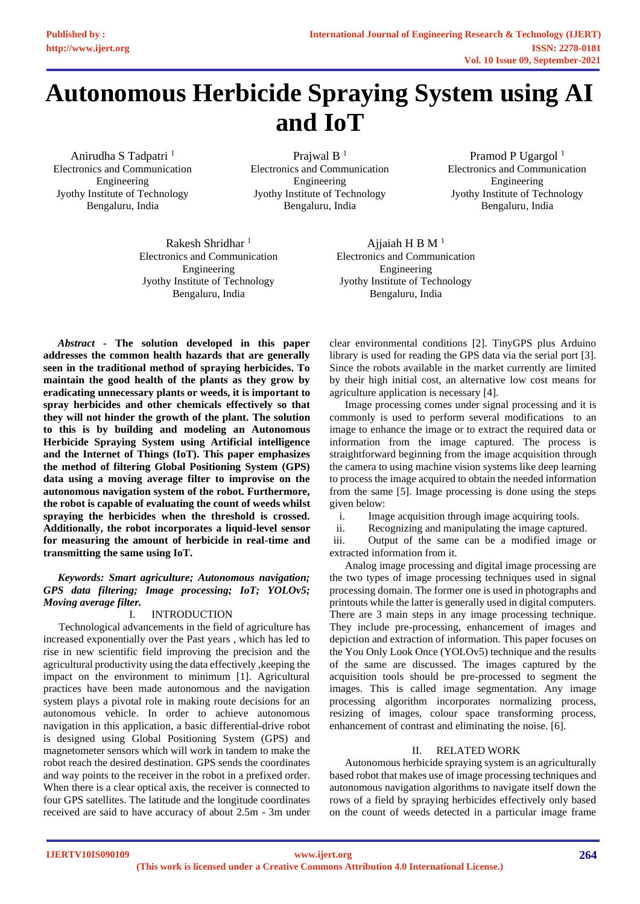# Autonomous Herbicide Spraying System using AI and IoT

Anirudha S Tadpatri [1]
Electronics and Communication Engineering
Jyothy Institute of Technology
Bengaluru, India

Prajwal B [1]
Electronics and Communication Engineering
Jyothy Institute of Technology
Bengaluru, India

Pramod P Ugargol [1]
Electronics and Communication Engineering
Jyothy Institute of Technology
Bengaluru, India

Rakesh Shridhar [1]
Electronics and Communication Engineering
Jyothy Institute of Technology
Bengaluru, India

Ajjaiah H B M [1]
Electronics and Communication Engineering
Jyothy Institute of Technology
Bengaluru, India

***Abstract* - The solution developed in this paper addresses the common health hazards that are generally seen in the traditional method of spraying herbicides. To maintain the good health of the plants as they grow by eradicating unnecessary plants or weeds, it is important to spray herbicides and other chemicals effectively so that they will not hinder the growth of the plant. The solution to this is by building and modeling an Autonomous Herbicide Spraying System using Artificial intelligence and the Internet of Things (IoT). This paper emphasizes the method of filtering Global Positioning System (GPS) data using a moving average filter to improvise on the autonomous navigation system of the robot. Furthermore, the robot is capable of evaluating the count of weeds whilst spraying the herbicides when the threshold is crossed. Additionally, the robot incorporates a liquid-level sensor for measuring the amount of herbicide in real-time and transmitting the same using IoT.**

***Keywords: Smart agriculture; Autonomous navigation; GPS data filtering; Image processing; IoT; YOLOv5; Moving average filter.***

## I. INTRODUCTION

Technological advancements in the field of agriculture has increased exponentially over the Past years , which has led to rise in new scientific field improving the precision and the agricultural productivity using the data effectively ,keeping the impact on the environment to minimum [1]. Agricultural practices have been made autonomous and the navigation system plays a pivotal role in making route decisions for an autonomous vehicle. In order to achieve autonomous navigation in this application, a basic differential-drive robot is designed using Global Positioning System (GPS) and magnetometer sensors which will work in tandem to make the robot reach the desired destination. GPS sends the coordinates and way points to the receiver in the robot in a prefixed order. When there is a clear optical axis, the receiver is connected to four GPS satellites. The latitude and the longitude coordinates received are said to have accuracy of about 2.5m - 3m under clear environmental conditions [2]. TinyGPS plus Arduino library is used for reading the GPS data via the serial port [3]. Since the robots available in the market currently are limited by their high initial cost, an alternative low cost means for agriculture application is necessary [4].

Image processing comes under signal processing and it is commonly is used to perform several modifications to an image to enhance the image or to extract the required data or information from the image captured. The process is straightforward beginning from the image acquisition through the camera to using machine vision systems like deep learning to process the image acquired to obtain the needed information from the same [5]. Image processing is done using the steps given below:

i. Image acquisition through image acquiring tools.
ii. Recognizing and manipulating the image captured.
iii. Output of the same can be a modified image or extracted information from it.

Analog image processing and digital image processing are the two types of image processing techniques used in signal processing domain. The former one is used in photographs and printouts while the latter is generally used in digital computers. There are 3 main steps in any image processing technique. They include pre-processing, enhancement of images and depiction and extraction of information. This paper focuses on the You Only Look Once (YOLOv5) technique and the results of the same are discussed. The images captured by the acquisition tools should be pre-processed to segment the images. This is called image segmentation. Any image processing algorithm incorporates normalizing process, resizing of images, colour space transforming process, enhancement of contrast and eliminating the noise. [6].

## II. RELATED WORK

Autonomous herbicide spraying system is an agriculturally based robot that makes use of image processing techniques and autonomous navigation algorithms to navigate itself down the rows of a field by spraying herbicides effectively only based on the count of weeds detected in a particular image frame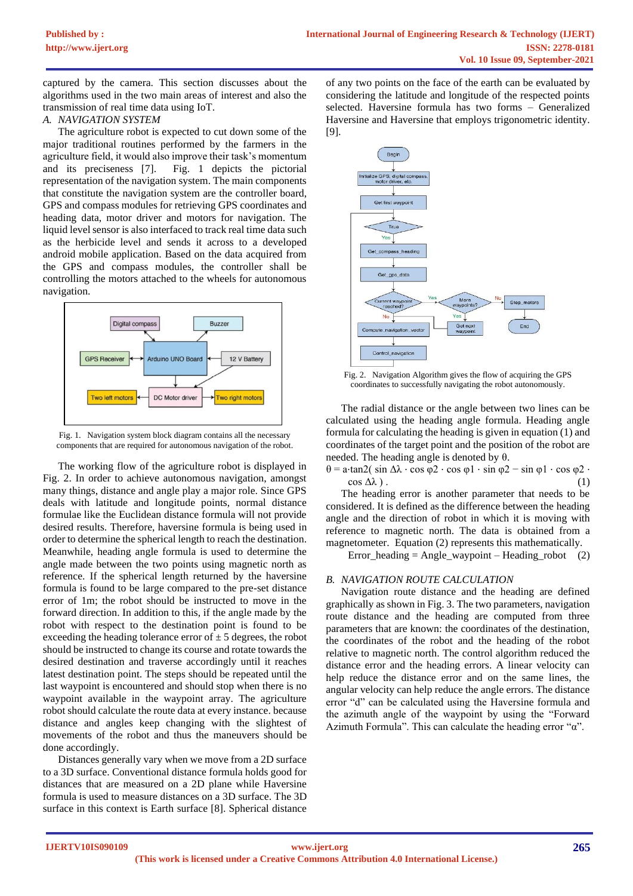captured by the camera. This section discusses about the algorithms used in the two main areas of interest and also the transmission of real time data using IoT.

### *A. NAVIGATION SYSTEM*

The agriculture robot is expected to cut down some of the major traditional routines performed by the farmers in the agriculture field, it would also improve their task's momentum and its preciseness [7]. Fig. 1 depicts the pictorial representation of the navigation system. The main components that constitute the navigation system are the controller board, GPS and compass modules for retrieving GPS coordinates and heading data, motor driver and motors for navigation. The liquid level sensor is also interfaced to track real time data such as the herbicide level and sends it across to a developed android mobile application. Based on the data acquired from the GPS and compass modules, the controller shall be controlling the motors attached to the wheels for autonomous navigation.

Fig. 1. Navigation system block diagram contains all the necessary components that are required for autonomous navigation of the robot.

The working flow of the agriculture robot is displayed in Fig. 2. In order to achieve autonomous navigation, amongst many things, distance and angle play a major role. Since GPS deals with latitude and longitude points, normal distance formulae like the Euclidean distance formula will not provide desired results. Therefore, haversine formula is being used in order to determine the spherical length to reach the destination. Meanwhile, heading angle formula is used to determine the angle made between the two points using magnetic north as reference. If the spherical length returned by the haversine formula is found to be large compared to the pre-set distance error of 1m; the robot should be instructed to move in the forward direction. In addition to this, if the angle made by the robot with respect to the destination point is found to be exceeding the heading tolerance error of ± 5 degrees, the robot should be instructed to change its course and rotate towards the desired destination and traverse accordingly until it reaches latest destination point. The steps should be repeated until the last waypoint is encountered and should stop when there is no waypoint available in the waypoint array. The agriculture robot should calculate the route data at every instance. because distance and angles keep changing with the slightest of movements of the robot and thus the maneuvers should be done accordingly.

Distances generally vary when we move from a 2D surface to a 3D surface. Conventional distance formula holds good for distances that are measured on a 2D plane while Haversine formula is used to measure distances on a 3D surface. The 3D surface in this context is Earth surface [8]. Spherical distance of any two points on the face of the earth can be evaluated by considering the latitude and longitude of the respected points selected. Haversine formula has two forms – Generalized Haversine and Haversine that employs trigonometric identity. [9].

Fig. 2. Navigation Algorithm gives the flow of acquiring the GPS coordinates to successfully navigating the robot autonomously.

The radial distance or the angle between two lines can be calculated using the heading angle formula. Heading angle formula for calculating the heading is given in equation (1) and coordinates of the target point and the position of the robot are needed. The heading angle is denoted by θ.

$$\theta = \mathrm{a{\cdot}tan2}(\sin \Delta\lambda \cdot \cos \varphi 2 \cdot \cos \varphi 1 \cdot \sin \varphi 2 - \sin \varphi 1 \cdot \cos \varphi 2 \cdot \cos \Delta\lambda) \quad (1)$$

The heading error is another parameter that needs to be considered. It is defined as the difference between the heading angle and the direction of robot in which it is moving with reference to magnetic north. The data is obtained from a magnetometer. Equation (2) represents this mathematically.

$$\text{Error\_heading} = \text{Angle\_waypoint} - \text{Heading\_robot} \quad (2)$$

### *B. NAVIGATION ROUTE CALCULATION*

Navigation route distance and the heading are defined graphically as shown in Fig. 3. The two parameters, navigation route distance and the heading are computed from three parameters that are known: the coordinates of the destination, the coordinates of the robot and the heading of the robot relative to magnetic north. The control algorithm reduced the distance error and the heading errors. A linear velocity can help reduce the distance error and on the same lines, the angular velocity can help reduce the angle errors. The distance error "d" can be calculated using the Haversine formula and the azimuth angle of the waypoint by using the "Forward Azimuth Formula". This can calculate the heading error "α".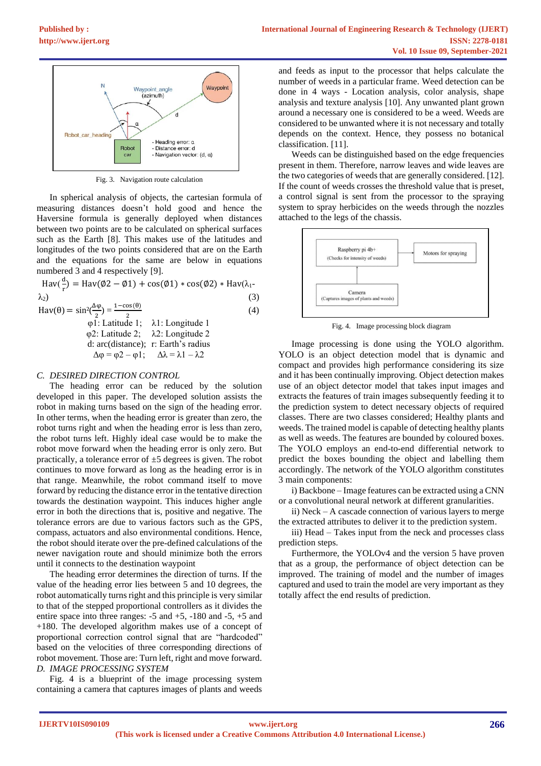Fig. 3. Navigation route calculation

In spherical analysis of objects, the cartesian formula of measuring distances doesn't hold good and hence the Haversine formula is generally deployed when distances between two points are to be calculated on spherical surfaces such as the Earth [8]. This makes use of the latitudes and longitudes of the two points considered that are on the Earth and the equations for the same are below in equations numbered 3 and 4 respectively [9].

$$\mathrm{Hav}\left(\frac{d}{r}\right) = \mathrm{Hav}(\emptyset 2 - \emptyset 1) + \cos(\emptyset 1) * \cos(\emptyset 2) * \mathrm{Hav}(\lambda_1 - \lambda_2) \quad (3)$$

$$\mathrm{Hav}(\theta) = \sin^2\left(\frac{\Delta\varphi}{2}\right) = \frac{1-\cos(\theta)}{2} \quad (4)$$

$\varphi 1$: Latitude 1; $\lambda 1$: Longitude 1
$\varphi 2$: Latitude 2; $\lambda 2$: Longitude 2
d: arc(distance); r: Earth's radius
$\Delta\varphi = \varphi 2 - \varphi 1$; $\Delta\lambda = \lambda 1 - \lambda 2$

### C. DESIRED DIRECTION CONTROL

The heading error can be reduced by the solution developed in this paper. The developed solution assists the robot in making turns based on the sign of the heading error. In other terms, when the heading error is greater than zero, the robot turns right and when the heading error is less than zero, the robot turns left. Highly ideal case would be to make the robot move forward when the heading error is only zero. But practically, a tolerance error of ±5 degrees is given. The robot continues to move forward as long as the heading error is in that range. Meanwhile, the robot command itself to move forward by reducing the distance error in the tentative direction towards the destination waypoint. This induces higher angle error in both the directions that is, positive and negative. The tolerance errors are due to various factors such as the GPS, compass, actuators and also environmental conditions. Hence, the robot should iterate over the pre-defined calculations of the newer navigation route and should minimize both the errors until it connects to the destination waypoint

The heading error determines the direction of turns. If the value of the heading error lies between 5 and 10 degrees, the robot automatically turns right and this principle is very similar to that of the stepped proportional controllers as it divides the entire space into three ranges: -5 and +5, -180 and -5, +5 and +180. The developed algorithm makes use of a concept of proportional correction control signal that are "hardcoded" based on the velocities of three corresponding directions of robot movement. Those are: Turn left, right and move forward.

### D. IMAGE PROCESSING SYSTEM

Fig. 4 is a blueprint of the image processing system containing a camera that captures images of plants and weeds and feeds as input to the processor that helps calculate the number of weeds in a particular frame. Weed detection can be done in 4 ways - Location analysis, color analysis, shape analysis and texture analysis [10]. Any unwanted plant grown around a necessary one is considered to be a weed. Weeds are considered to be unwanted where it is not necessary and totally depends on the context. Hence, they possess no botanical classification. [11].

Weeds can be distinguished based on the edge frequencies present in them. Therefore, narrow leaves and wide leaves are the two categories of weeds that are generally considered. [12]. If the count of weeds crosses the threshold value that is preset, a control signal is sent from the processor to the spraying system to spray herbicides on the weeds through the nozzles attached to the legs of the chassis.

Fig. 4. Image processing block diagram

Image processing is done using the YOLO algorithm. YOLO is an object detection model that is dynamic and compact and provides high performance considering its size and it has been continually improving. Object detection makes use of an object detector model that takes input images and extracts the features of train images subsequently feeding it to the prediction system to detect necessary objects of required classes. There are two classes considered; Healthy plants and weeds. The trained model is capable of detecting healthy plants as well as weeds. The features are bounded by coloured boxes. The YOLO employs an end-to-end differential network to predict the boxes bounding the object and labelling them accordingly. The network of the YOLO algorithm constitutes 3 main components:

i) Backbone – Image features can be extracted using a CNN or a convolutional neural network at different granularities.

ii) Neck – A cascade connection of various layers to merge the extracted attributes to deliver it to the prediction system.

iii) Head – Takes input from the neck and processes class prediction steps.

Furthermore, the YOLOv4 and the version 5 have proven that as a group, the performance of object detection can be improved. The training of model and the number of images captured and used to train the model are very important as they totally affect the end results of prediction.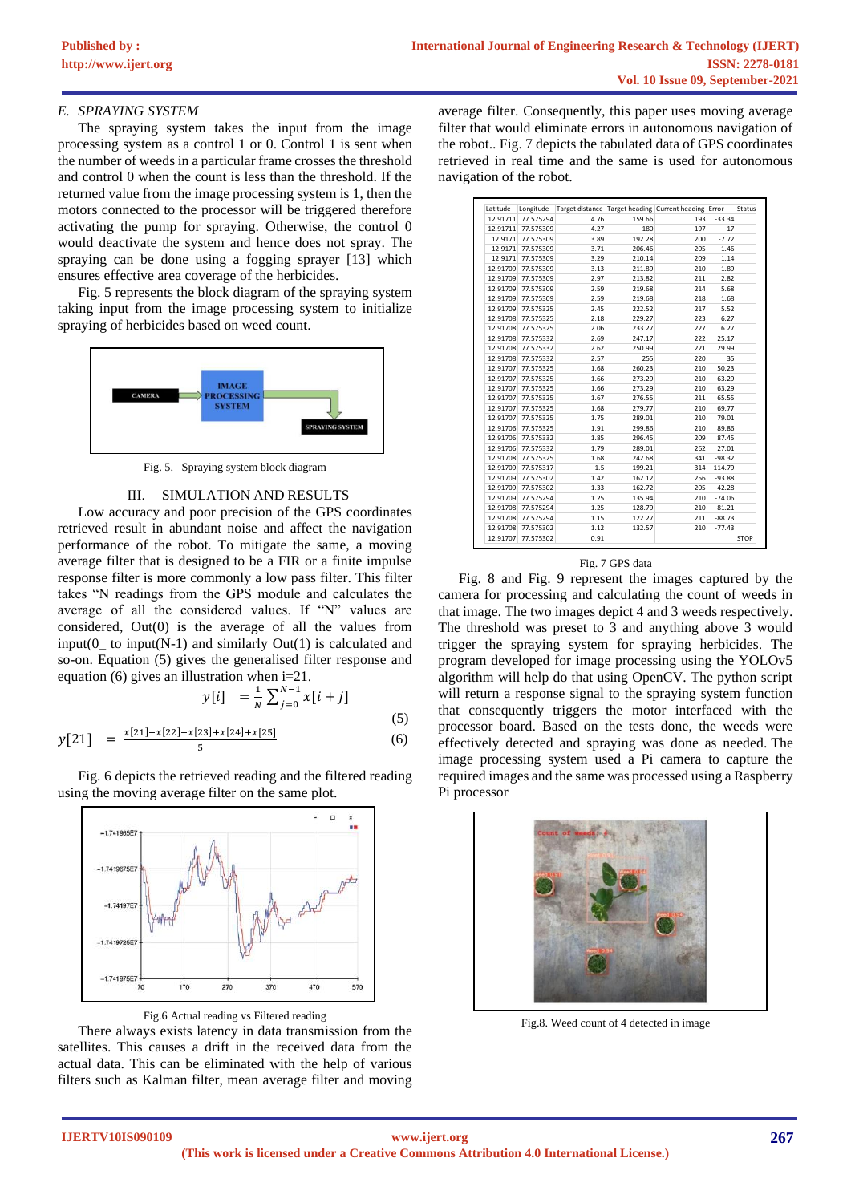### E. SPRAYING SYSTEM

The spraying system takes the input from the image processing system as a control 1 or 0. Control 1 is sent when the number of weeds in a particular frame crosses the threshold and control 0 when the count is less than the threshold. If the returned value from the image processing system is 1, then the motors connected to the processor will be triggered therefore activating the pump for spraying. Otherwise, the control 0 would deactivate the system and hence does not spray. The spraying can be done using a fogging sprayer [13] which ensures effective area coverage of the herbicides.

Fig. 5 represents the block diagram of the spraying system taking input from the image processing system to initialize spraying of herbicides based on weed count.

Fig. 5. Spraying system block diagram

## III. SIMULATION AND RESULTS

Low accuracy and poor precision of the GPS coordinates retrieved result in abundant noise and affect the navigation performance of the robot. To mitigate the same, a moving average filter that is designed to be a FIR or a finite impulse response filter is more commonly a low pass filter. This filter takes "N readings from the GPS module and calculates the average of all the considered values. If "N" values are considered, Out(0) is the average of all the values from input(0_ to input(N-1) and similarly Out(1) is calculated and so-on. Equation (5) gives the generalised filter response and equation (6) gives an illustration when i=21.

$$y[i] \quad = \frac{1}{N}\sum_{j=0}^{N-1} x[i+j] \tag{5}$$

$$y[21] \quad = \frac{x[21]+x[22]+x[23]+x[24]+x[25]}{5} \tag{6}$$

Fig. 6 depicts the retrieved reading and the filtered reading using the moving average filter on the same plot.

Fig.6 Actual reading vs Filtered reading

There always exists latency in data transmission from the satellites. This causes a drift in the received data from the actual data. This can be eliminated with the help of various filters such as Kalman filter, mean average filter and moving average filter. Consequently, this paper uses moving average filter that would eliminate errors in autonomous navigation of the robot.. Fig. 7 depicts the tabulated data of GPS coordinates retrieved in real time and the same is used for autonomous navigation of the robot.

| Latitude | Longitude | Target distance | Target heading | Current heading | Error | Status |
|---|---|---|---|---|---|---|
| 12.91711 | 77.575294 | 4.76 | 159.66 | 193 | -33.34 | |
| 12.91711 | 77.575309 | 4.27 | 180 | 197 | -17 | |
| 12.9171 | 77.575309 | 3.89 | 192.28 | 200 | -7.72 | |
| 12.9171 | 77.575309 | 3.71 | 206.46 | 205 | 1.46 | |
| 12.9171 | 77.575309 | 3.29 | 210.14 | 209 | 1.14 | |
| 12.91709 | 77.575309 | 3.13 | 211.89 | 210 | 1.89 | |
| 12.91709 | 77.575309 | 2.97 | 213.82 | 211 | 2.82 | |
| 12.91709 | 77.575309 | 2.59 | 219.68 | 214 | 5.68 | |
| 12.91709 | 77.575309 | 2.59 | 219.68 | 218 | 1.68 | |
| 12.91709 | 77.575325 | 2.45 | 222.52 | 217 | 5.52 | |
| 12.91708 | 77.575325 | 2.18 | 229.27 | 223 | 6.27 | |
| 12.91708 | 77.575325 | 2.06 | 233.27 | 227 | 6.27 | |
| 12.91708 | 77.575332 | 2.69 | 247.17 | 222 | 25.17 | |
| 12.91708 | 77.575332 | 2.62 | 250.99 | 221 | 29.99 | |
| 12.91708 | 77.575332 | 2.57 | 255 | 220 | 35 | |
| 12.91707 | 77.575325 | 1.68 | 260.23 | 210 | 50.23 | |
| 12.91707 | 77.575325 | 1.66 | 273.29 | 210 | 63.29 | |
| 12.91707 | 77.575325 | 1.66 | 273.29 | 210 | 63.29 | |
| 12.91707 | 77.575325 | 1.67 | 276.55 | 211 | 65.55 | |
| 12.91707 | 77.575325 | 1.68 | 279.77 | 210 | 69.77 | |
| 12.91707 | 77.575325 | 1.75 | 289.01 | 210 | 79.01 | |
| 12.91706 | 77.575325 | 1.91 | 299.86 | 210 | 89.86 | |
| 12.91706 | 77.575332 | 1.85 | 296.45 | 209 | 87.45 | |
| 12.91706 | 77.575332 | 1.79 | 289.01 | 262 | 27.01 | |
| 12.91708 | 77.575325 | 1.68 | 242.68 | 341 | -98.32 | |
| 12.91709 | 77.575317 | 1.5 | 199.21 | 314 | -114.79 | |
| 12.91709 | 77.575302 | 1.42 | 162.12 | 256 | -93.88 | |
| 12.91709 | 77.575302 | 1.33 | 162.72 | 205 | -42.28 | |
| 12.91709 | 77.575294 | 1.25 | 135.94 | 210 | -74.06 | |
| 12.91708 | 77.575294 | 1.25 | 128.79 | 210 | -81.21 | |
| 12.91708 | 77.575294 | 1.15 | 122.27 | 211 | -88.73 | |
| 12.91708 | 77.575302 | 1.12 | 132.57 | 210 | -77.43 | |
| 12.91707 | 77.575302 | 0.91 | | | | STOP |

Fig. 7 GPS data

Fig. 8 and Fig. 9 represent the images captured by the camera for processing and calculating the count of weeds in that image. The two images depict 4 and 3 weeds respectively. The threshold was preset to 3 and anything above 3 would trigger the spraying system for spraying herbicides. The program developed for image processing using the YOLOv5 algorithm will help do that using OpenCV. The python script will return a response signal to the spraying system function that consequently triggers the motor interfaced with the processor board. Based on the tests done, the weeds were effectively detected and spraying was done as needed. The image processing system used a Pi camera to capture the required images and the same was processed using a Raspberry Pi processor

Fig.8. Weed count of 4 detected in image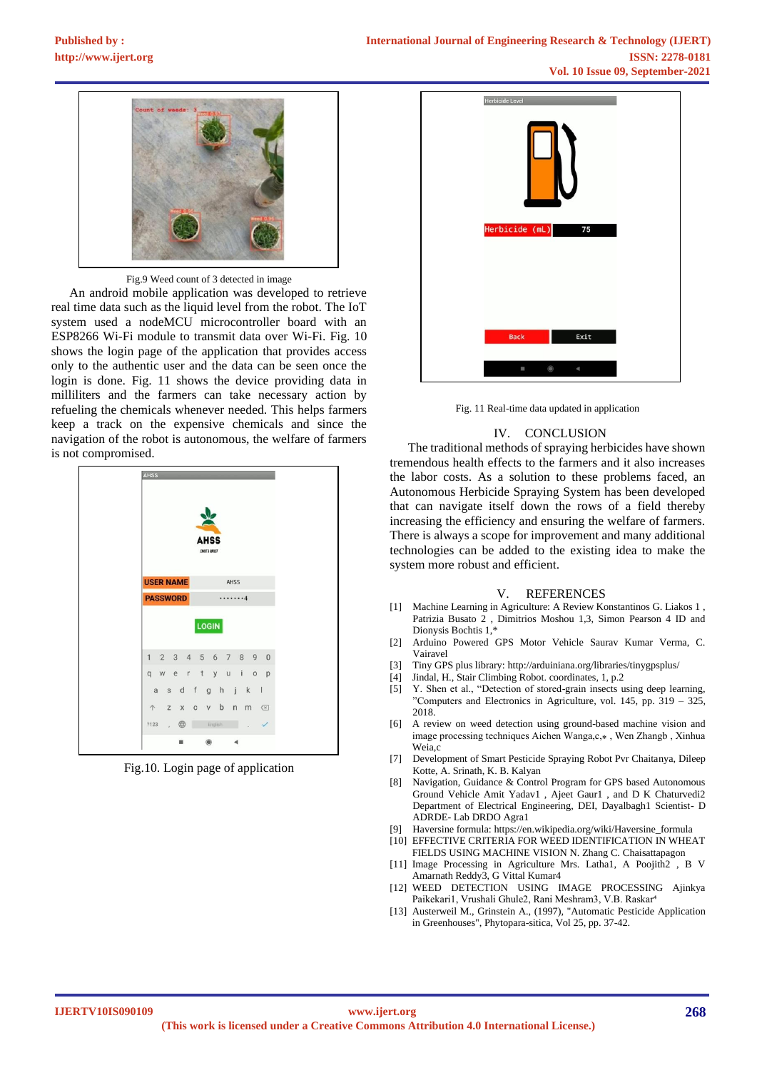Fig.9 Weed count of 3 detected in image

An android mobile application was developed to retrieve real time data such as the liquid level from the robot. The IoT system used a nodeMCU microcontroller board with an ESP8266 Wi-Fi module to transmit data over Wi-Fi. Fig. 10 shows the login page of the application that provides access only to the authentic user and the data can be seen once the login is done. Fig. 11 shows the device providing data in milliliters and the farmers can take necessary action by refueling the chemicals whenever needed. This helps farmers keep a track on the expensive chemicals and since the navigation of the robot is autonomous, the welfare of farmers is not compromised.

Fig.10. Login page of application

Fig. 11 Real-time data updated in application

## IV. CONCLUSION

The traditional methods of spraying herbicides have shown tremendous health effects to the farmers and it also increases the labor costs. As a solution to these problems faced, an Autonomous Herbicide Spraying System has been developed that can navigate itself down the rows of a field thereby increasing the efficiency and ensuring the welfare of farmers. There is always a scope for improvement and many additional technologies can be added to the existing idea to make the system more robust and efficient.

## V. REFERENCES

[1] Machine Learning in Agriculture: A Review Konstantinos G. Liakos 1 , Patrizia Busato 2 , Dimitrios Moshou 1,3, Simon Pearson 4 ID and Dionysis Bochtis 1,*

[2] Arduino Powered GPS Motor Vehicle Saurav Kumar Verma, C. Vairavel

[3] Tiny GPS plus library: http://arduiniana.org/libraries/tinygpsplus/

[4] Jindal, H., Stair Climbing Robot. coordinates, 1, p.2

[5] Y. Shen et al., "Detection of stored-grain insects using deep learning, "Computers and Electronics in Agriculture, vol. 145, pp. 319 – 325, 2018.

[6] A review on weed detection using ground-based machine vision and image processing techniques Aichen Wanga,c,⁎ , Wen Zhangb , Xinhua Weia,c

[7] Development of Smart Pesticide Spraying Robot Pvr Chaitanya, Dileep Kotte, A. Srinath, K. B. Kalyan

[8] Navigation, Guidance & Control Program for GPS based Autonomous Ground Vehicle Amit Yadav1 , Ajeet Gaur1 , and D K Chaturvedi2 Department of Electrical Engineering, DEI, Dayalbagh1 Scientist- D ADRDE- Lab DRDO Agra1

[9] Haversine formula: https://en.wikipedia.org/wiki/Haversine_formula

[10] EFFECTIVE CRITERIA FOR WEED IDENTIFICATION IN WHEAT FIELDS USING MACHINE VISION N. Zhang C. Chaisattapagon

[11] Image Processing in Agriculture Mrs. Latha1, A Poojith2 , B V Amarnath Reddy3, G Vittal Kumar4

[12] WEED DETECTION USING IMAGE PROCESSING Ajinkya Paikekari1, Vrushali Ghule2, Rani Meshram3, V.B. Raskar⁴

[13] Austerweil M., Grinstein A., (1997), "Automatic Pesticide Application in Greenhouses", Phytopara-sitica, Vol 25, pp. 37-42.